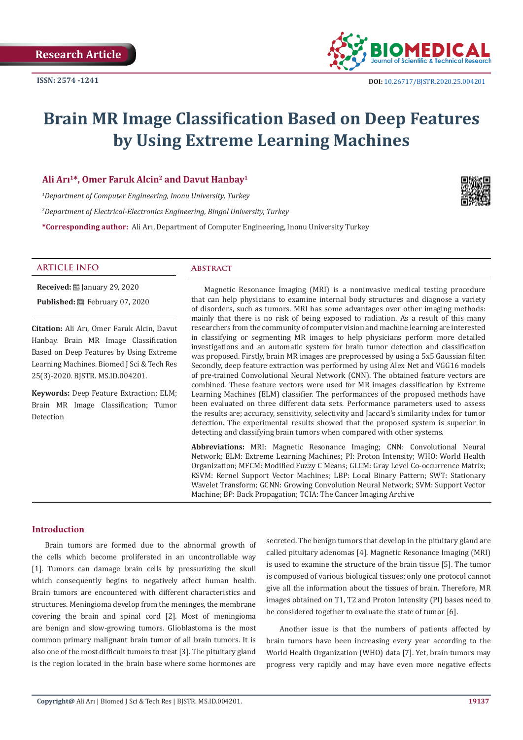Research Article

ISSN: 2574 -1241

DOI: 10.26717/BJSTR.2020.25.004201

# Brain MR Image Classification Based on Deep Features by Using Extreme Learning Machines

**Ali Arı[1]*, Omer Faruk Alcin[2] and Davut Hanbay[1]**

*[1]Department of Computer Engineering, Inonu University, Turkey*

*[2]Department of Electrical-Electronics Engineering, Bingol University, Turkey*

**\*Corresponding author:** Ali Arı, Department of Computer Engineering, Inonu University Turkey

## ARTICLE INFO

**Received:** January 29, 2020

**Published:** February 07, 2020

**Citation:** Ali Arı, Omer Faruk Alcin, Davut Hanbay. Brain MR Image Classification Based on Deep Features by Using Extreme Learning Machines. Biomed J Sci & Tech Res 25(3)-2020. BJSTR. MS.ID.004201.

**Keywords:** Deep Feature Extraction; ELM; Brain MR Image Classification; Tumor Detection

## Abstract

Magnetic Resonance Imaging (MRI) is a noninvasive medical testing procedure that can help physicians to examine internal body structures and diagnose a variety of disorders, such as tumors. MRI has some advantages over other imaging methods: mainly that there is no risk of being exposed to radiation. As a result of this many researchers from the community of computer vision and machine learning are interested in classifying or segmenting MR images to help physicians perform more detailed investigations and an automatic system for brain tumor detection and classification was proposed. Firstly, brain MR images are preprocessed by using a 5x5 Gaussian filter. Secondly, deep feature extraction was performed by using Alex Net and VGG16 models of pre-trained Convolutional Neural Network (CNN). The obtained feature vectors are combined. These feature vectors were used for MR images classification by Extreme Learning Machines (ELM) classifier. The performances of the proposed methods have been evaluated on three different data sets. Performance parameters used to assess the results are; accuracy, sensitivity, selectivity and Jaccard's similarity index for tumor detection. The experimental results showed that the proposed system is superior in detecting and classifying brain tumors when compared with other systems.

**Abbreviations:** MRI: Magnetic Resonance Imaging; CNN: Convolutional Neural Network; ELM: Extreme Learning Machines; PI: Proton Intensity; WHO: World Health Organization; MFCM: Modified Fuzzy C Means; GLCM: Gray Level Co-occurrence Matrix; KSVM: Kernel Support Vector Machines; LBP: Local Binary Pattern; SWT: Stationary Wavelet Transform; GCNN: Growing Convolution Neural Network; SVM: Support Vector Machine; BP: Back Propagation; TCIA: The Cancer Imaging Archive

## Introduction

Brain tumors are formed due to the abnormal growth of the cells which become proliferated in an uncontrollable way [1]. Tumors can damage brain cells by pressurizing the skull which consequently begins to negatively affect human health. Brain tumors are encountered with different characteristics and structures. Meningioma develop from the meninges, the membrane covering the brain and spinal cord [2]. Most of meningioma are benign and slow-growing tumors. Glioblastoma is the most common primary malignant brain tumor of all brain tumors. It is also one of the most difficult tumors to treat [3]. The pituitary gland is the region located in the brain base where some hormones are secreted. The benign tumors that develop in the pituitary gland are called pituitary adenomas [4]. Magnetic Resonance Imaging (MRI) is used to examine the structure of the brain tissue [5]. The tumor is composed of various biological tissues; only one protocol cannot give all the information about the tissues of brain. Therefore, MR images obtained on T1, T2 and Proton Intensity (PI) bases need to be considered together to evaluate the state of tumor [6].

Another issue is that the numbers of patients affected by brain tumors have been increasing every year according to the World Health Organization (WHO) data [7]. Yet, brain tumors may progress very rapidly and may have even more negative effects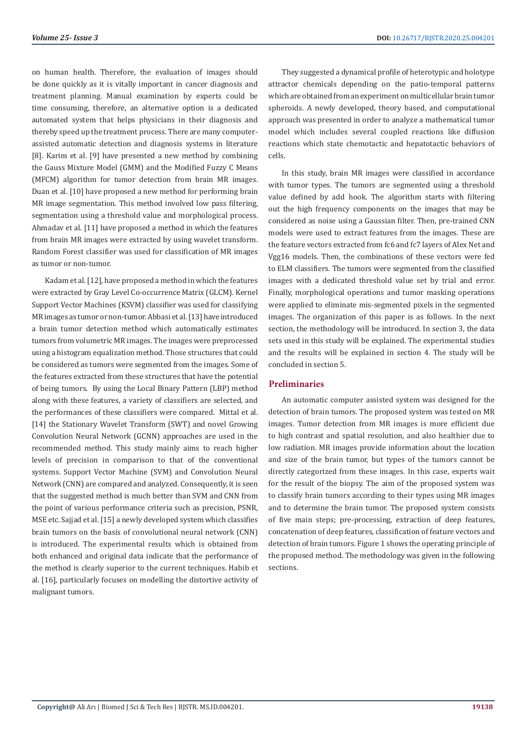on human health. Therefore, the evaluation of images should be done quickly as it is vitally important in cancer diagnosis and treatment planning. Manual examination by experts could be time consuming, therefore, an alternative option is a dedicated automated system that helps physicians in their diagnosis and thereby speed up the treatment process. There are many computer-assisted automatic detection and diagnosis systems in literature [8]. Karim et al. [9] have presented a new method by combining the Gauss Mixture Model (GMM) and the Modified Fuzzy C Means (MFCM) algorithm for tumor detection from brain MR images. Duan et al. [10] have proposed a new method for performing brain MR image segmentation. This method involved low pass filtering, segmentation using a threshold value and morphological process. Ahmadav et al. [11] have proposed a method in which the features from brain MR images were extracted by using wavelet transform. Random Forest classifier was used for classification of MR images as tumor or non-tumor.

Kadam et al. [12], have proposed a method in which the features were extracted by Gray Level Co-occurrence Matrix (GLCM). Kernel Support Vector Machines (KSVM) classifier was used for classifying MR images as tumor or non-tumor. Abbasi et al. [13] have introduced a brain tumor detection method which automatically estimates tumors from volumetric MR images. The images were preprocessed using a histogram equalization method. Those structures that could be considered as tumors were segmented from the images. Some of the features extracted from these structures that have the potential of being tumors. By using the Local Binary Pattern (LBP) method along with these features, a variety of classifiers are selected, and the performances of these classifiers were compared. Mittal et al. [14] the Stationary Wavelet Transform (SWT) and novel Growing Convolution Neural Network (GCNN) approaches are used in the recommended method. This study mainly aims to reach higher levels of precision in comparison to that of the conventional systems. Support Vector Machine (SVM) and Convolution Neural Network (CNN) are compared and analyzed. Consequently, it is seen that the suggested method is much better than SVM and CNN from the point of various performance criteria such as precision, PSNR, MSE etc. Sajjad et al. [15] a newly developed system which classifies brain tumors on the basis of convolutional neural network (CNN) is introduced. The experimental results which is obtained from both enhanced and original data indicate that the performance of the method is clearly superior to the current techniques. Habib et al. [16], particularly focuses on modelling the distortive activity of malignant tumors.

They suggested a dynamical profile of heterotypic and holotype attractor chemicals depending on the patio-temporal patterns which are obtained from an experiment on multicellular brain tumor spheroids. A newly developed, theory based, and computational approach was presented in order to analyze a mathematical tumor model which includes several coupled reactions like diffusion reactions which state chemotactic and hepatotactic behaviors of cells.

In this study, brain MR images were classified in accordance with tumor types. The tumors are segmented using a threshold value defined by add hook. The algorithm starts with filtering out the high frequency components on the images that may be considered as noise using a Gaussian filter. Then, pre-trained CNN models were used to extract features from the images. These are the feature vectors extracted from fc6 and fc7 layers of Alex Net and Vgg16 models. Then, the combinations of these vectors were fed to ELM classifiers. The tumors were segmented from the classified images with a dedicated threshold value set by trial and error. Finally, morphological operations and tumor masking operations were applied to eliminate mis-segmented pixels in the segmented images. The organization of this paper is as follows. In the next section, the methodology will be introduced. In section 3, the data sets used in this study will be explained. The experimental studies and the results will be explained in section 4. The study will be concluded in section 5.

## Preliminaries

An automatic computer assisted system was designed for the detection of brain tumors. The proposed system was tested on MR images. Tumor detection from MR images is more efficient due to high contrast and spatial resolution, and also healthier due to low radiation. MR images provide information about the location and size of the brain tumor, but types of the tumors cannot be directly categorized from these images. In this case, experts wait for the result of the biopsy. The aim of the proposed system was to classify brain tumors according to their types using MR images and to determine the brain tumor. The proposed system consists of five main steps; pre-processing, extraction of deep features, concatenation of deep features, classification of feature vectors and detection of brain tumors. Figure 1 shows the operating principle of the proposed method. The methodology was given in the following sections.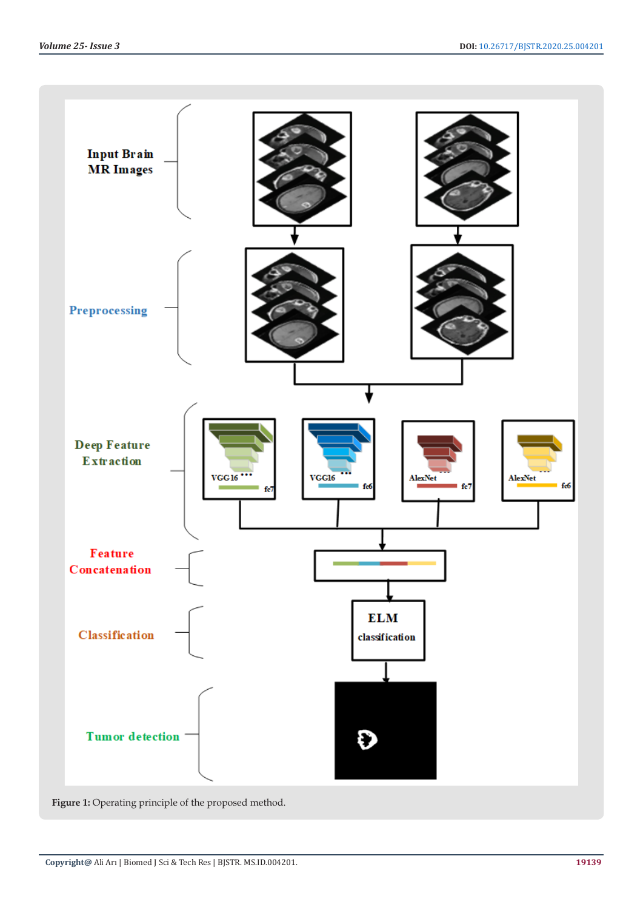**Figure 1:** Operating principle of the proposed method.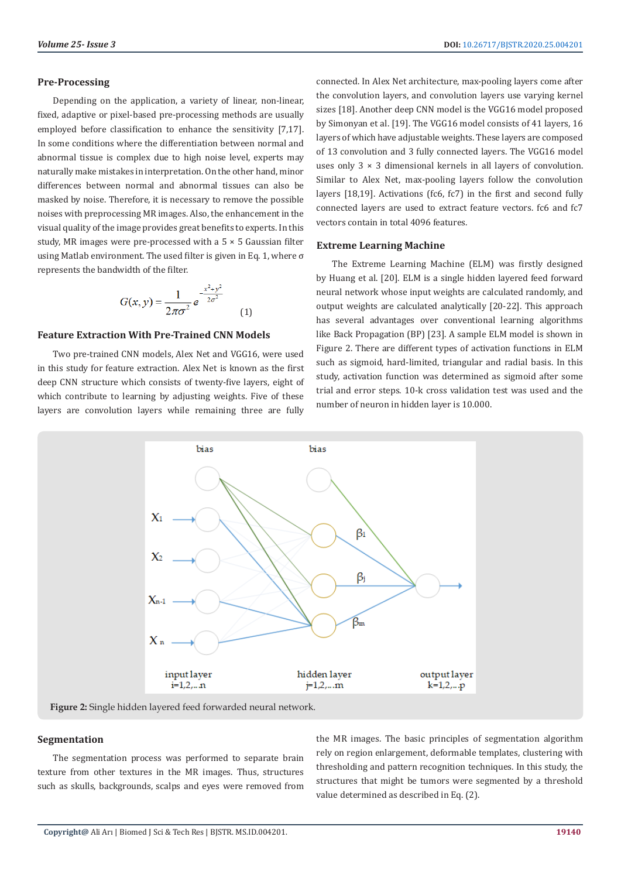### Pre-Processing

Depending on the application, a variety of linear, non-linear, fixed, adaptive or pixel-based pre-processing methods are usually employed before classification to enhance the sensitivity [7,17]. In some conditions where the differentiation between normal and abnormal tissue is complex due to high noise level, experts may naturally make mistakes in interpretation. On the other hand, minor differences between normal and abnormal tissues can also be masked by noise. Therefore, it is necessary to remove the possible noises with preprocessing MR images. Also, the enhancement in the visual quality of the image provides great benefits to experts. In this study, MR images were pre-processed with a 5 × 5 Gaussian filter using Matlab environment. The used filter is given in Eq. 1, where σ represents the bandwidth of the filter.

$$G(x,y) = \frac{1}{2\pi\sigma^2} e^{-\frac{x^2+y^2}{2\sigma^2}} \quad (1)$$

### Feature Extraction With Pre-Trained CNN Models

Two pre-trained CNN models, Alex Net and VGG16, were used in this study for feature extraction. Alex Net is known as the first deep CNN structure which consists of twenty-five layers, eight of which contribute to learning by adjusting weights. Five of these layers are convolution layers while remaining three are fully connected. In Alex Net architecture, max-pooling layers come after the convolution layers, and convolution layers use varying kernel sizes [18]. Another deep CNN model is the VGG16 model proposed by Simonyan et al. [19]. The VGG16 model consists of 41 layers, 16 layers of which have adjustable weights. These layers are composed of 13 convolution and 3 fully connected layers. The VGG16 model uses only 3 × 3 dimensional kernels in all layers of convolution. Similar to Alex Net, max-pooling layers follow the convolution layers [18,19]. Activations (fc6, fc7) in the first and second fully connected layers are used to extract feature vectors. fc6 and fc7 vectors contain in total 4096 features.

### Extreme Learning Machine

The Extreme Learning Machine (ELM) was firstly designed by Huang et al. [20]. ELM is a single hidden layered feed forward neural network whose input weights are calculated randomly, and output weights are calculated analytically [20-22]. This approach has several advantages over conventional learning algorithms like Back Propagation (BP) [23]. A sample ELM model is shown in Figure 2. There are different types of activation functions in ELM such as sigmoid, hard-limited, triangular and radial basis. In this study, activation function was determined as sigmoid after some trial and error steps. 10-k cross validation test was used and the number of neuron in hidden layer is 10.000.

**Figure 2:** Single hidden layered feed forwarded neural network.

### Segmentation

The segmentation process was performed to separate brain texture from other textures in the MR images. Thus, structures such as skulls, backgrounds, scalps and eyes were removed from the MR images. The basic principles of segmentation algorithm rely on region enlargement, deformable templates, clustering with thresholding and pattern recognition techniques. In this study, the structures that might be tumors were segmented by a threshold value determined as described in Eq. (2).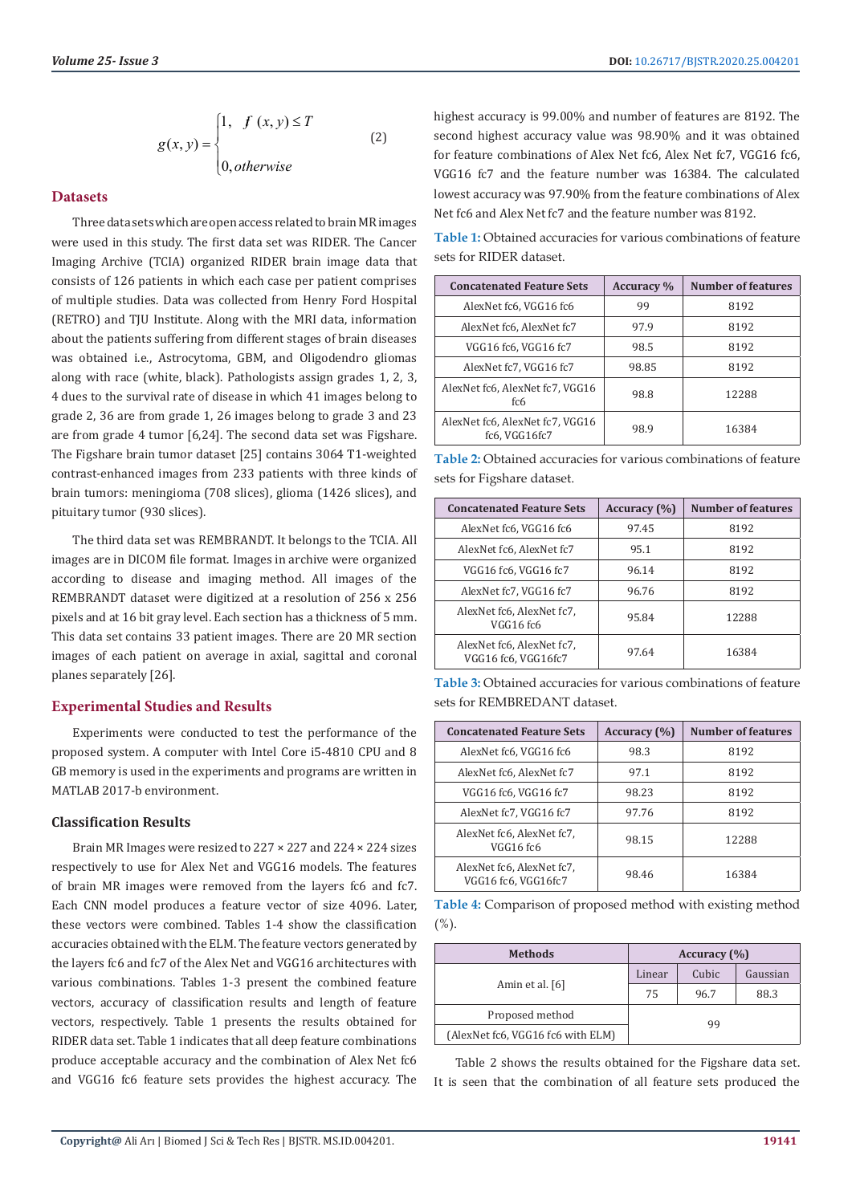$$g(x,y) = \begin{cases} 1, & f(x,y) \leq T \\ 0, & otherwise \end{cases} \quad (2)$$

## Datasets

Three data sets which are open access related to brain MR images were used in this study. The first data set was RIDER. The Cancer Imaging Archive (TCIA) organized RIDER brain image data that consists of 126 patients in which each case per patient comprises of multiple studies. Data was collected from Henry Ford Hospital (RETRO) and TJU Institute. Along with the MRI data, information about the patients suffering from different stages of brain diseases was obtained i.e., Astrocytoma, GBM, and Oligodendro gliomas along with race (white, black). Pathologists assign grades 1, 2, 3, 4 dues to the survival rate of disease in which 41 images belong to grade 2, 36 are from grade 1, 26 images belong to grade 3 and 23 are from grade 4 tumor [6,24]. The second data set was Figshare. The Figshare brain tumor dataset [25] contains 3064 T1-weighted contrast-enhanced images from 233 patients with three kinds of brain tumors: meningioma (708 slices), glioma (1426 slices), and pituitary tumor (930 slices).

The third data set was REMBRANDT. It belongs to the TCIA. All images are in DICOM file format. Images in archive were organized according to disease and imaging method. All images of the REMBRANDT dataset were digitized at a resolution of 256 x 256 pixels and at 16 bit gray level. Each section has a thickness of 5 mm. This data set contains 33 patient images. There are 20 MR section images of each patient on average in axial, sagittal and coronal planes separately [26].

## Experimental Studies and Results

Experiments were conducted to test the performance of the proposed system. A computer with Intel Core i5-4810 CPU and 8 GB memory is used in the experiments and programs are written in MATLAB 2017-b environment.

### Classification Results

Brain MR Images were resized to 227 × 227 and 224 × 224 sizes respectively to use for Alex Net and VGG16 models. The features of brain MR images were removed from the layers fc6 and fc7. Each CNN model produces a feature vector of size 4096. Later, these vectors were combined. Tables 1-4 show the classification accuracies obtained with the ELM. The feature vectors generated by the layers fc6 and fc7 of the Alex Net and VGG16 architectures with various combinations. Tables 1-3 present the combined feature vectors, accuracy of classification results and length of feature vectors, respectively. Table 1 presents the results obtained for RIDER data set. Table 1 indicates that all deep feature combinations produce acceptable accuracy and the combination of Alex Net fc6 and VGG16 fc6 feature sets provides the highest accuracy. The highest accuracy is 99.00% and number of features are 8192. The second highest accuracy value was 98.90% and it was obtained for feature combinations of Alex Net fc6, Alex Net fc7, VGG16 fc6, VGG16 fc7 and the feature number was 16384. The calculated lowest accuracy was 97.90% from the feature combinations of Alex Net fc6 and Alex Net fc7 and the feature number was 8192.

**Table 1:** Obtained accuracies for various combinations of feature sets for RIDER dataset.

| Concatenated Feature Sets | Accuracy % | Number of features |
|---|---|---|
| AlexNet fc6, VGG16 fc6 | 99 | 8192 |
| AlexNet fc6, AlexNet fc7 | 97.9 | 8192 |
| VGG16 fc6, VGG16 fc7 | 98.5 | 8192 |
| AlexNet fc7, VGG16 fc7 | 98.85 | 8192 |
| AlexNet fc6, AlexNet fc7, VGG16 fc6 | 98.8 | 12288 |
| AlexNet fc6, AlexNet fc7, VGG16 fc6, VGG16fc7 | 98.9 | 16384 |

**Table 2:** Obtained accuracies for various combinations of feature sets for Figshare dataset.

| Concatenated Feature Sets | Accuracy (%) | Number of features |
|---|---|---|
| AlexNet fc6, VGG16 fc6 | 97.45 | 8192 |
| AlexNet fc6, AlexNet fc7 | 95.1 | 8192 |
| VGG16 fc6, VGG16 fc7 | 96.14 | 8192 |
| AlexNet fc7, VGG16 fc7 | 96.76 | 8192 |
| AlexNet fc6, AlexNet fc7, VGG16 fc6 | 95.84 | 12288 |
| AlexNet fc6, AlexNet fc7, VGG16 fc6, VGG16fc7 | 97.64 | 16384 |

**Table 3:** Obtained accuracies for various combinations of feature sets for REMBREDANT dataset.

| Concatenated Feature Sets | Accuracy (%) | Number of features |
|---|---|---|
| AlexNet fc6, VGG16 fc6 | 98.3 | 8192 |
| AlexNet fc6, AlexNet fc7 | 97.1 | 8192 |
| VGG16 fc6, VGG16 fc7 | 98.23 | 8192 |
| AlexNet fc7, VGG16 fc7 | 97.76 | 8192 |
| AlexNet fc6, AlexNet fc7, VGG16 fc6 | 98.15 | 12288 |
| AlexNet fc6, AlexNet fc7, VGG16 fc6, VGG16fc7 | 98.46 | 16384 |

**Table 4:** Comparison of proposed method with existing method (%).

| Methods | Accuracy (%) | | |
|---|---|---|---|
| | Linear | Cubic | Gaussian |
| Amin et al. [6] | 75 | 96.7 | 88.3 |
| Proposed method (AlexNet fc6, VGG16 fc6 with ELM) | 99 | | |

Table 2 shows the results obtained for the Figshare data set. It is seen that the combination of all feature sets produced the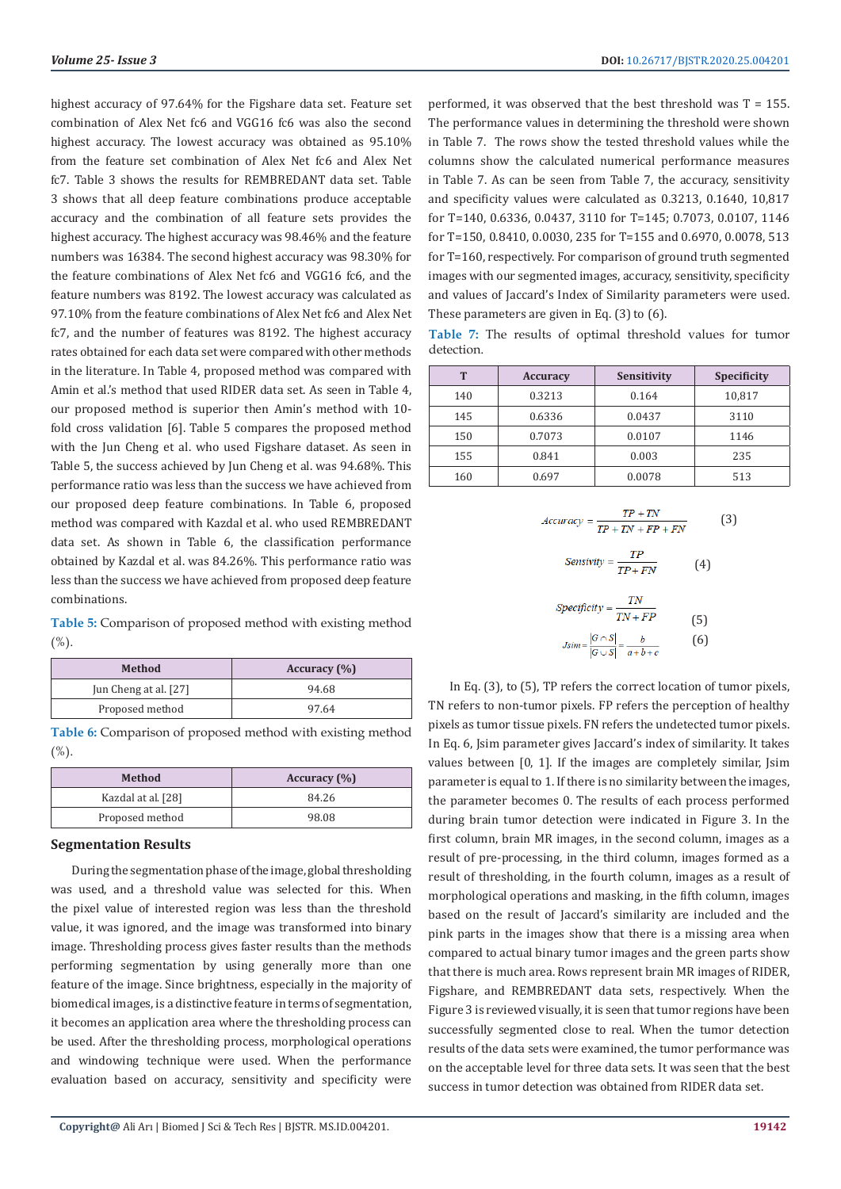highest accuracy of 97.64% for the Figshare data set. Feature set combination of Alex Net fc6 and VGG16 fc6 was also the second highest accuracy. The lowest accuracy was obtained as 95.10% from the feature set combination of Alex Net fc6 and Alex Net fc7. Table 3 shows the results for REMBREDANT data set. Table 3 shows that all deep feature combinations produce acceptable accuracy and the combination of all feature sets provides the highest accuracy. The highest accuracy was 98.46% and the feature numbers was 16384. The second highest accuracy was 98.30% for the feature combinations of Alex Net fc6 and VGG16 fc6, and the feature numbers was 8192. The lowest accuracy was calculated as 97.10% from the feature combinations of Alex Net fc6 and Alex Net fc7, and the number of features was 8192. The highest accuracy rates obtained for each data set were compared with other methods in the literature. In Table 4, proposed method was compared with Amin et al.'s method that used RIDER data set. As seen in Table 4, our proposed method is superior then Amin's method with 10-fold cross validation [6]. Table 5 compares the proposed method with the Jun Cheng et al. who used Figshare dataset. As seen in Table 5, the success achieved by Jun Cheng et al. was 94.68%. This performance ratio was less than the success we have achieved from our proposed deep feature combinations. In Table 6, proposed method was compared with Kazdal et al. who used REMBREDANT data set. As shown in Table 6, the classification performance obtained by Kazdal et al. was 84.26%. This performance ratio was less than the success we have achieved from proposed deep feature combinations.

**Table 5:** Comparison of proposed method with existing method (%).

| Method | Accuracy (%) |
|---|---|
| Jun Cheng at al. [27] | 94.68 |
| Proposed method | 97.64 |

**Table 6:** Comparison of proposed method with existing method (%).

| Method | Accuracy (%) |
|---|---|
| Kazdal at al. [28] | 84.26 |
| Proposed method | 98.08 |

## Segmentation Results

During the segmentation phase of the image, global thresholding was used, and a threshold value was selected for this. When the pixel value of interested region was less than the threshold value, it was ignored, and the image was transformed into binary image. Thresholding process gives faster results than the methods performing segmentation by using generally more than one feature of the image. Since brightness, especially in the majority of biomedical images, is a distinctive feature in terms of segmentation, it becomes an application area where the thresholding process can be used. After the thresholding process, morphological operations and windowing technique were used. When the performance evaluation based on accuracy, sensitivity and specificity were performed, it was observed that the best threshold was T = 155. The performance values in determining the threshold were shown in Table 7. The rows show the tested threshold values while the columns show the calculated numerical performance measures in Table 7. As can be seen from Table 7, the accuracy, sensitivity and specificity values were calculated as 0.3213, 0.1640, 10,817 for T=140, 0.6336, 0.0437, 3110 for T=145; 0.7073, 0.0107, 1146 for T=150, 0.8410, 0.0030, 235 for T=155 and 0.6970, 0.0078, 513 for T=160, respectively. For comparison of ground truth segmented images with our segmented images, accuracy, sensitivity, specificity and values of Jaccard's Index of Similarity parameters were used. These parameters are given in Eq. (3) to (6).

**Table 7:** The results of optimal threshold values for tumor detection.

| T | Accuracy | Sensitivity | Specificity |
|---|---|---|---|
| 140 | 0.3213 | 0.164 | 10,817 |
| 145 | 0.6336 | 0.0437 | 3110 |
| 150 | 0.7073 | 0.0107 | 1146 |
| 155 | 0.841 | 0.003 | 235 |
| 160 | 0.697 | 0.0078 | 513 |

$$Accuracy = \frac{TP + TN}{TP + TN + FP + FN} \quad (3)$$

$$Sensivity = \frac{TP}{TP + FN} \quad (4)$$

$$Specificity = \frac{TN}{TN + FP} \quad (5)$$

$$Jsim = \frac{|G \cap S|}{|G \cup S|} = \frac{b}{a + b + c} \quad (6)$$

In Eq. (3), to (5), TP refers the correct location of tumor pixels, TN refers to non-tumor pixels. FP refers the perception of healthy pixels as tumor tissue pixels. FN refers the undetected tumor pixels. In Eq. 6, Jsim parameter gives Jaccard's index of similarity. It takes values between [0, 1]. If the images are completely similar, Jsim parameter is equal to 1. If there is no similarity between the images, the parameter becomes 0. The results of each process performed during brain tumor detection were indicated in Figure 3. In the first column, brain MR images, in the second column, images as a result of pre-processing, in the third column, images formed as a result of thresholding, in the fourth column, images as a result of morphological operations and masking, in the fifth column, images based on the result of Jaccard's similarity are included and the pink parts in the images show that there is a missing area when compared to actual binary tumor images and the green parts show that there is much area. Rows represent brain MR images of RIDER, Figshare, and REMBREDANT data sets, respectively. When the Figure 3 is reviewed visually, it is seen that tumor regions have been successfully segmented close to real. When the tumor detection results of the data sets were examined, the tumor performance was on the acceptable level for three data sets. It was seen that the best success in tumor detection was obtained from RIDER data set.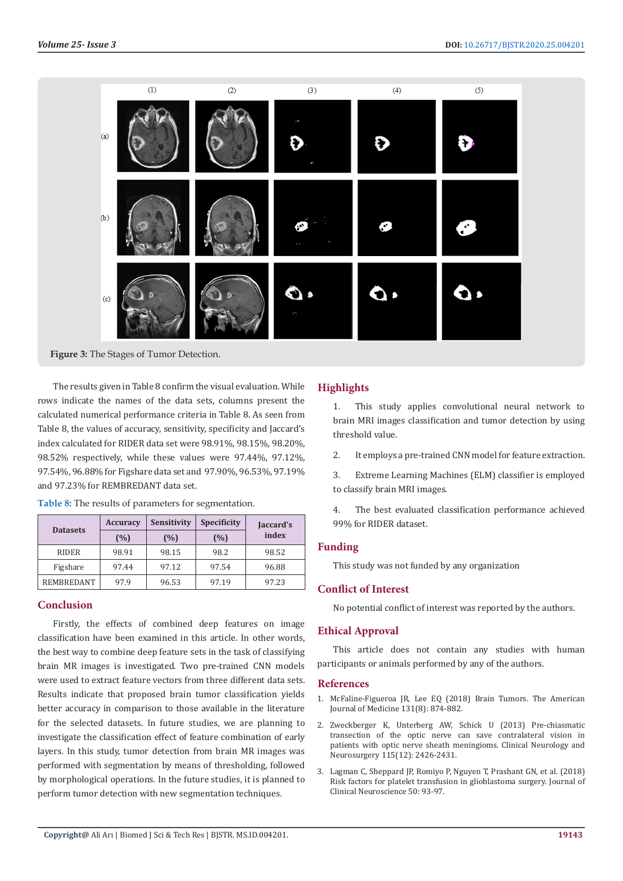Figure 3: The Stages of Tumor Detection.

The results given in Table 8 confirm the visual evaluation. While rows indicate the names of the data sets, columns present the calculated numerical performance criteria in Table 8. As seen from Table 8, the values of accuracy, sensitivity, specificity and Jaccard's index calculated for RIDER data set were 98.91%, 98.15%, 98.20%, 98.52% respectively, while these values were 97.44%, 97.12%, 97.54%, 96.88% for Figshare data set and 97.90%, 96.53%, 97.19% and 97.23% for REMBREDANT data set.

Table 8: The results of parameters for segmentation.

| Datasets | Accuracy (%) | Sensitivity (%) | Specificity (%) | Jaccard's index |
|---|---|---|---|---|
| RIDER | 98.91 | 98.15 | 98.2 | 98.52 |
| Figshare | 97.44 | 97.12 | 97.54 | 96.88 |
| REMBREDANT | 97.9 | 96.53 | 97.19 | 97.23 |

## Conclusion

Firstly, the effects of combined deep features on image classification have been examined in this article. In other words, the best way to combine deep feature sets in the task of classifying brain MR images is investigated. Two pre-trained CNN models were used to extract feature vectors from three different data sets. Results indicate that proposed brain tumor classification yields better accuracy in comparison to those available in the literature for the selected datasets. In future studies, we are planning to investigate the classification effect of feature combination of early layers. In this study, tumor detection from brain MR images was performed with segmentation by means of thresholding, followed by morphological operations. In the future studies, it is planned to perform tumor detection with new segmentation techniques.

## Highlights

1. This study applies convolutional neural network to brain MRI images classification and tumor detection by using threshold value.
2. It employs a pre-trained CNN model for feature extraction.
3. Extreme Learning Machines (ELM) classifier is employed to classify brain MRI images.
4. The best evaluated classification performance achieved 99% for RIDER dataset.

## Funding

This study was not funded by any organization

## Conflict of Interest

No potential conflict of interest was reported by the authors.

## Ethical Approval

This article does not contain any studies with human participants or animals performed by any of the authors.

## References

1. McFaline-Figueroa JR, Lee EQ (2018) Brain Tumors. The American Journal of Medicine 131(8): 874-882.
2. Zweckberger K, Unterberg AW, Schick U (2013) Pre-chiasmatic transection of the optic nerve can save contralateral vision in patients with optic nerve sheath meningioms. Clinical Neurology and Neurosurgery 115(12): 2426-2431.
3. Lagman C, Sheppard JP, Romiyo P, Nguyen T, Prashant GN, et al. (2018) Risk factors for platelet transfusion in glioblastoma surgery. Journal of Clinical Neuroscience 50: 93-97.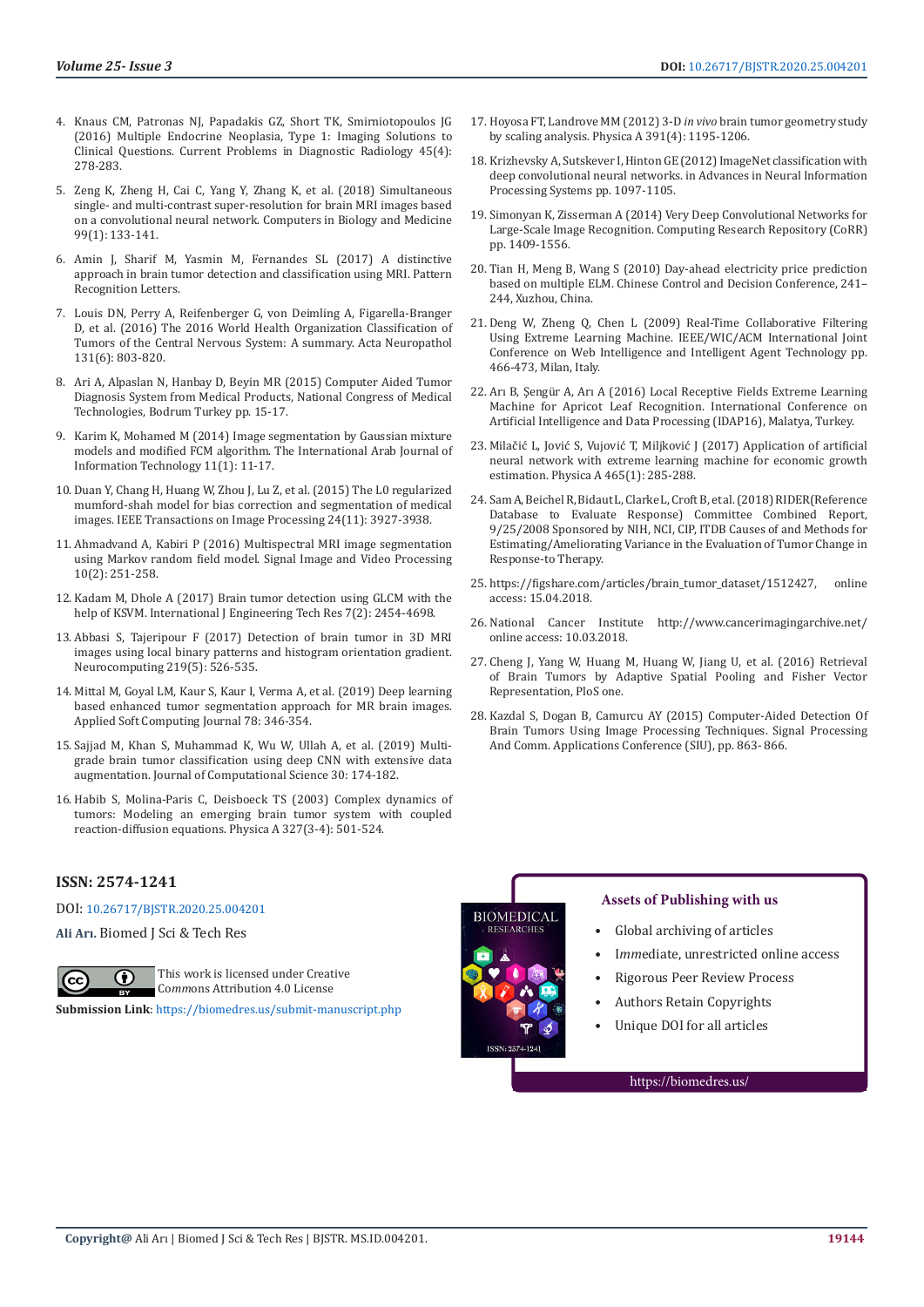4. Knaus CM, Patronas NJ, Papadakis GZ, Short TK, Smirniotopoulos JG (2016) Multiple Endocrine Neoplasia, Type 1: Imaging Solutions to Clinical Questions. Current Problems in Diagnostic Radiology 45(4): 278-283.
5. Zeng K, Zheng H, Cai C, Yang Y, Zhang K, et al. (2018) Simultaneous single- and multi-contrast super-resolution for brain MRI images based on a convolutional neural network. Computers in Biology and Medicine 99(1): 133-141.
6. Amin J, Sharif M, Yasmin M, Fernandes SL (2017) A distinctive approach in brain tumor detection and classification using MRI. Pattern Recognition Letters.
7. Louis DN, Perry A, Reifenberger G, von Deimling A, Figarella-Branger D, et al. (2016) The 2016 World Health Organization Classification of Tumors of the Central Nervous System: A summary. Acta Neuropathol 131(6): 803-820.
8. Ari A, Alpaslan N, Hanbay D, Beyin MR (2015) Computer Aided Tumor Diagnosis System from Medical Products, National Congress of Medical Technologies, Bodrum Turkey pp. 15-17.
9. Karim K, Mohamed M (2014) Image segmentation by Gaussian mixture models and modified FCM algorithm. The International Arab Journal of Information Technology 11(1): 11-17.
10. Duan Y, Chang H, Huang W, Zhou J, Lu Z, et al. (2015) The L0 regularized mumford-shah model for bias correction and segmentation of medical images. IEEE Transactions on Image Processing 24(11): 3927-3938.
11. Ahmadvand A, Kabiri P (2016) Multispectral MRI image segmentation using Markov random field model. Signal Image and Video Processing 10(2): 251-258.
12. Kadam M, Dhole A (2017) Brain tumor detection using GLCM with the help of KSVM. International J Engineering Tech Res 7(2): 2454-4698.
13. Abbasi S, Tajeripour F (2017) Detection of brain tumor in 3D MRI images using local binary patterns and histogram orientation gradient. Neurocomputing 219(5): 526-535.
14. Mittal M, Goyal LM, Kaur S, Kaur I, Verma A, et al. (2019) Deep learning based enhanced tumor segmentation approach for MR brain images. Applied Soft Computing Journal 78: 346-354.
15. Sajjad M, Khan S, Muhammad K, Wu W, Ullah A, et al. (2019) Multi-grade brain tumor classification using deep CNN with extensive data augmentation. Journal of Computational Science 30: 174-182.
16. Habib S, Molina-Paris C, Deisboeck TS (2003) Complex dynamics of tumors: Modeling an emerging brain tumor system with coupled reaction-diffusion equations. Physica A 327(3-4): 501-524.
17. Hoyosa FT, Landrove MM (2012) 3-D *in vivo* brain tumor geometry study by scaling analysis. Physica A 391(4): 1195-1206.
18. Krizhevsky A, Sutskever I, Hinton GE (2012) ImageNet classification with deep convolutional neural networks. in Advances in Neural Information Processing Systems pp. 1097-1105.
19. Simonyan K, Zisserman A (2014) Very Deep Convolutional Networks for Large-Scale Image Recognition. Computing Research Repository (CoRR) pp. 1409-1556.
20. Tian H, Meng B, Wang S (2010) Day-ahead electricity price prediction based on multiple ELM. Chinese Control and Decision Conference, 241–244, Xuzhou, China.
21. Deng W, Zheng Q, Chen L (2009) Real-Time Collaborative Filtering Using Extreme Learning Machine. IEEE/WIC/ACM International Joint Conference on Web Intelligence and Intelligent Agent Technology pp. 466-473, Milan, Italy.
22. Arı B, Şengür A, Arı A (2016) Local Receptive Fields Extreme Learning Machine for Apricot Leaf Recognition. International Conference on Artificial Intelligence and Data Processing (IDAP16), Malatya, Turkey.
23. Milačić L, Jović S, Vujović T, Miljković J (2017) Application of artificial neural network with extreme learning machine for economic growth estimation. Physica A 465(1): 285-288.
24. Sam A, Beichel R, Bidaut L, Clarke L, Croft B, et al. (2018) RIDER(Reference Database to Evaluate Response) Committee Combined Report, 9/25/2008 Sponsored by NIH, NCI, CIP, ITDB Causes of and Methods for Estimating/Ameliorating Variance in the Evaluation of Tumor Change in Response-to Therapy.
25. https://figshare.com/articles/brain_tumor_dataset/1512427, online access: 15.04.2018.
26. National Cancer Institute http://www.cancerimagingarchive.net/ online access: 10.03.2018.
27. Cheng J, Yang W, Huang M, Huang W, Jiang U, et al. (2016) Retrieval of Brain Tumors by Adaptive Spatial Pooling and Fisher Vector Representation, PloS one.
28. Kazdal S, Dogan B, Camurcu AY (2015) Computer-Aided Detection Of Brain Tumors Using Image Processing Techniques. Signal Processing And Comm. Applications Conference (SIU), pp. 863- 866.

**ISSN: 2574-1241**

DOI: 10.26717/BJSTR.2020.25.004201

**Ali Arı.** Biomed J Sci & Tech Res

This work is licensed under Creative Commons Attribution 4.0 License

**Submission Link**: https://biomedres.us/submit-manuscript.php

**Assets of Publishing with us**

- Global archiving of articles
- Immediate, unrestricted online access
- Rigorous Peer Review Process
- Authors Retain Copyrights
- Unique DOI for all articles

https://biomedres.us/